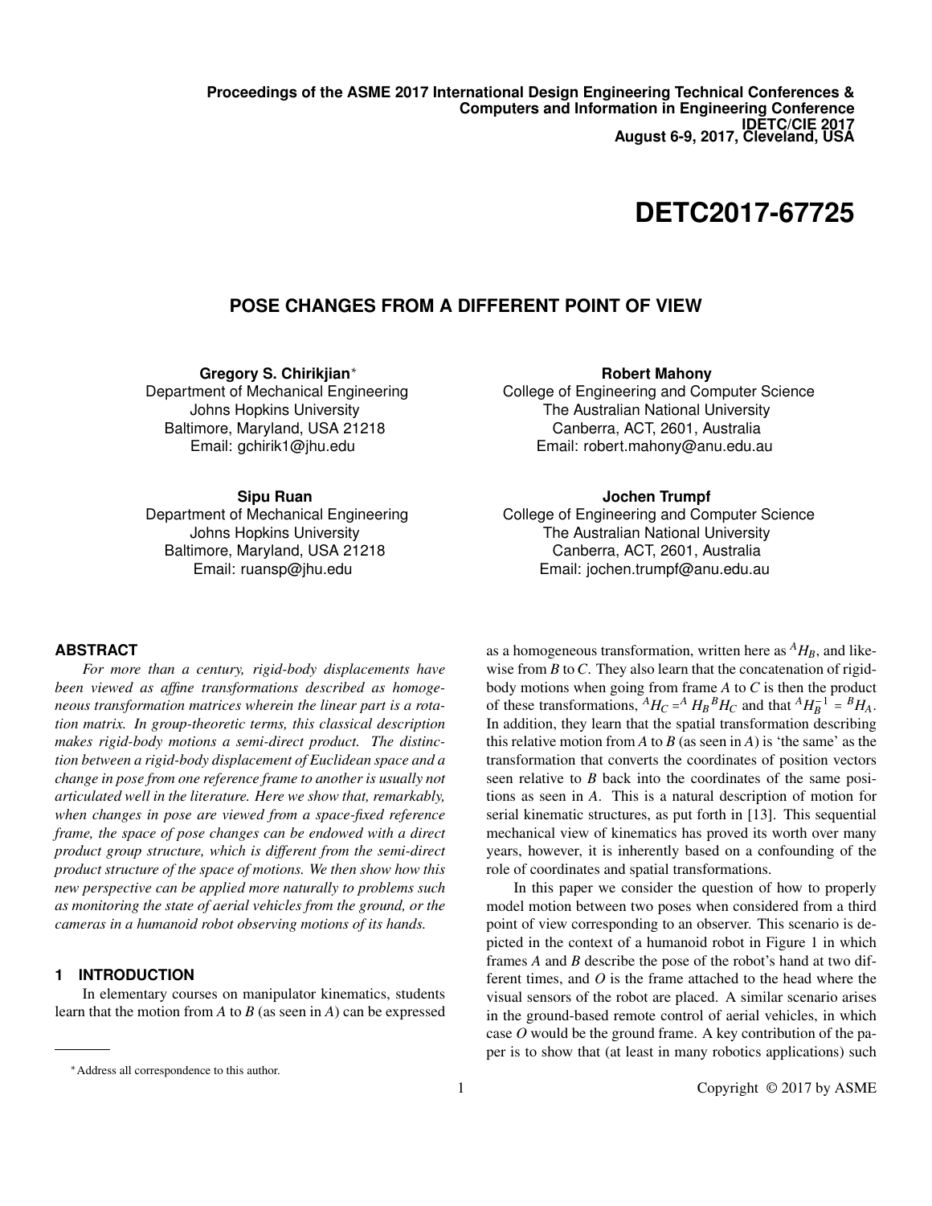**Proceedings of the ASME 2017 International Design Engineering Technical Conferences & Computers and Information in Engineering Conference**
**IDETC/CIE 2017**
**August 6-9, 2017, Cleveland, USA**

# DETC2017-67725

## POSE CHANGES FROM A DIFFERENT POINT OF VIEW

**Gregory S. Chirikjian***
Department of Mechanical Engineering
Johns Hopkins University
Baltimore, Maryland, USA 21218
Email: gchirik1@jhu.edu

**Robert Mahony**
College of Engineering and Computer Science
The Australian National University
Canberra, ACT, 2601, Australia
Email: robert.mahony@anu.edu.au

**Sipu Ruan**
Department of Mechanical Engineering
Johns Hopkins University
Baltimore, Maryland, USA 21218
Email: ruansp@jhu.edu

**Jochen Trumpf**
College of Engineering and Computer Science
The Australian National University
Canberra, ACT, 2601, Australia
Email: jochen.trumpf@anu.edu.au

### ABSTRACT

*For more than a century, rigid-body displacements have been viewed as affine transformations described as homogeneous transformation matrices wherein the linear part is a rotation matrix. In group-theoretic terms, this classical description makes rigid-body motions a semi-direct product. The distinction between a rigid-body displacement of Euclidean space and a change in pose from one reference frame to another is usually not articulated well in the literature. Here we show that, remarkably, when changes in pose are viewed from a space-fixed reference frame, the space of pose changes can be endowed with a direct product group structure, which is different from the semi-direct product structure of the space of motions. We then show how this new perspective can be applied more naturally to problems such as monitoring the state of aerial vehicles from the ground, or the cameras in a humanoid robot observing motions of its hands.*

### 1 INTRODUCTION

In elementary courses on manipulator kinematics, students learn that the motion from $A$ to $B$ (as seen in $A$) can be expressed as a homogeneous transformation, written here as ${}^{A}H_{B}$, and likewise from $B$ to $C$. They also learn that the concatenation of rigid-body motions when going from frame $A$ to $C$ is then the product of these transformations, ${}^{A}H_{C} = {}^{A}H_{B}\,{}^{B}H_{C}$ and that ${}^{A}H_{B}^{-1} = {}^{B}H_{A}$. In addition, they learn that the spatial transformation describing this relative motion from $A$ to $B$ (as seen in $A$) is 'the same' as the transformation that converts the coordinates of position vectors seen relative to $B$ back into the coordinates of the same positions as seen in $A$. This is a natural description of motion for serial kinematic structures, as put forth in [13]. This sequential mechanical view of kinematics has proved its worth over many years, however, it is inherently based on a confounding of the role of coordinates and spatial transformations.

In this paper we consider the question of how to properly model motion between two poses when considered from a third point of view corresponding to an observer. This scenario is depicted in the context of a humanoid robot in Figure 1 in which frames $A$ and $B$ describe the pose of the robot's hand at two different times, and $O$ is the frame attached to the head where the visual sensors of the robot are placed. A similar scenario arises in the ground-based remote control of aerial vehicles, in which case $O$ would be the ground frame. A key contribution of the paper is to show that (at least in many robotics applications) such

*Address all correspondence to this author.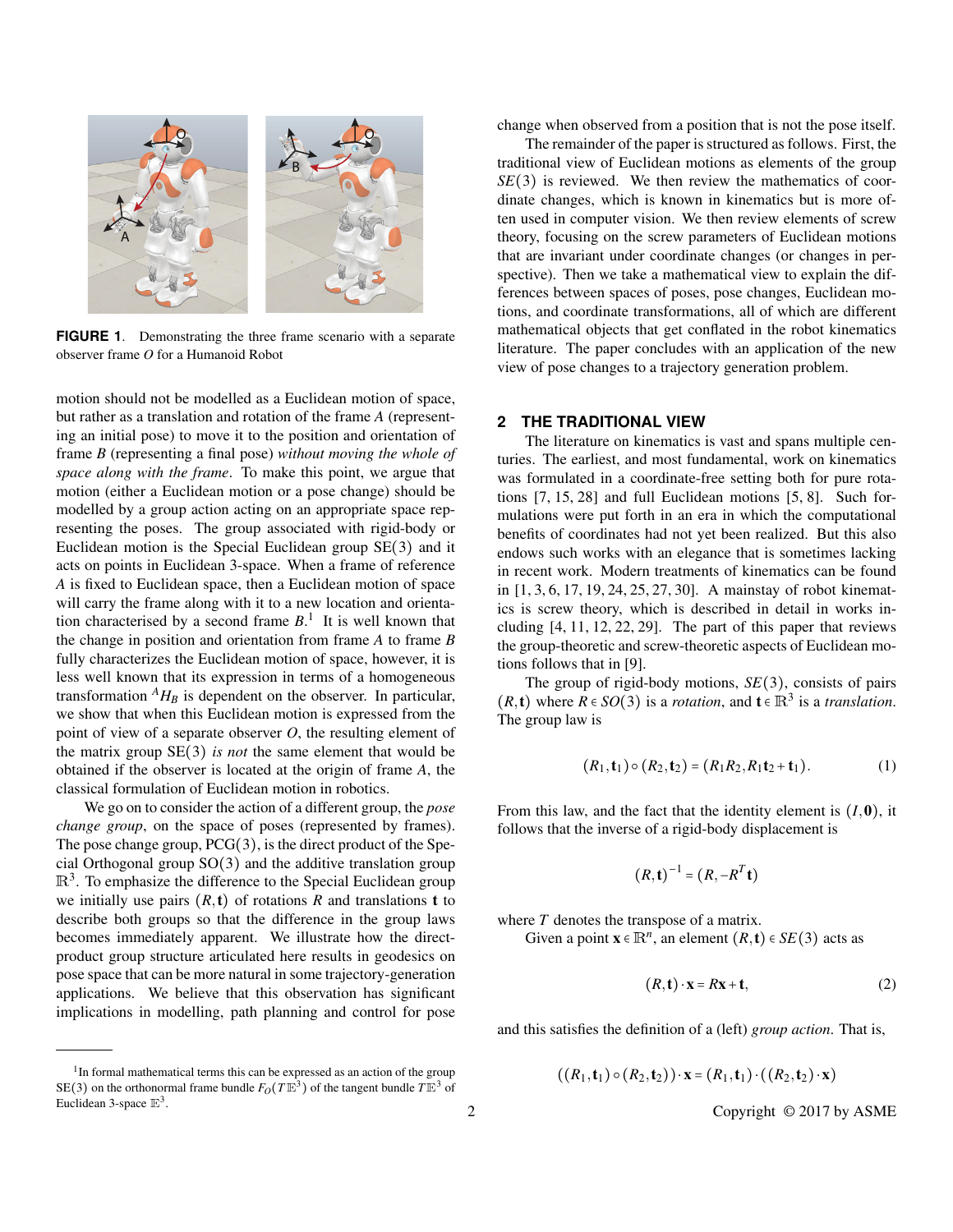**FIGURE 1**. Demonstrating the three frame scenario with a separate observer frame $O$ for a Humanoid Robot

motion should not be modelled as a Euclidean motion of space, but rather as a translation and rotation of the frame $A$ (representing an initial pose) to move it to the position and orientation of frame $B$ (representing a final pose) *without moving the whole of space along with the frame*. To make this point, we argue that motion (either a Euclidean motion or a pose change) should be modelled by a group action acting on an appropriate space representing the poses. The group associated with rigid-body or Euclidean motion is the Special Euclidean group SE(3) and it acts on points in Euclidean 3-space. When a frame of reference $A$ is fixed to Euclidean space, then a Euclidean motion of space will carry the frame along with it to a new location and orientation characterised by a second frame $B$.[1] It is well known that the change in position and orientation from frame $A$ to frame $B$ fully characterizes the Euclidean motion of space, however, it is less well known that its expression in terms of a homogeneous transformation ${}^{A}H_{B}$ is dependent on the observer. In particular, we show that when this Euclidean motion is expressed from the point of view of a separate observer $O$, the resulting element of the matrix group SE(3) *is not* the same element that would be obtained if the observer is located at the origin of frame $A$, the classical formulation of Euclidean motion in robotics.

We go on to consider the action of a different group, the *pose change group*, on the space of poses (represented by frames). The pose change group, PCG(3), is the direct product of the Special Orthogonal group SO(3) and the additive translation group $\mathbb{R}^3$. To emphasize the difference to the Special Euclidean group we initially use pairs $(R,\mathbf{t})$ of rotations $R$ and translations $\mathbf{t}$ to describe both groups so that the difference in the group laws becomes immediately apparent. We illustrate how the direct-product group structure articulated here results in geodesics on pose space that can be more natural in some trajectory-generation applications. We believe that this observation has significant implications in modelling, path planning and control for pose change when observed from a position that is not the pose itself.

The remainder of the paper is structured as follows. First, the traditional view of Euclidean motions as elements of the group $SE(3)$ is reviewed. We then review the mathematics of coordinate changes, which is known in kinematics but is more often used in computer vision. We then review elements of screw theory, focusing on the screw parameters of Euclidean motions that are invariant under coordinate changes (or changes in perspective). Then we take a mathematical view to explain the differences between spaces of poses, pose changes, Euclidean motions, and coordinate transformations, all of which are different mathematical objects that get conflated in the robot kinematics literature. The paper concludes with an application of the new view of pose changes to a trajectory generation problem.

## 2 THE TRADITIONAL VIEW

The literature on kinematics is vast and spans multiple centuries. The earliest, and most fundamental, work on kinematics was formulated in a coordinate-free setting both for pure rotations [7, 15, 28] and full Euclidean motions [5, 8]. Such formulations were put forth in an era in which the computational benefits of coordinates had not yet been realized. But this also endows such works with an elegance that is sometimes lacking in recent work. Modern treatments of kinematics can be found in [1, 3, 6, 17, 19, 24, 25, 27, 30]. A mainstay of robot kinematics is screw theory, which is described in detail in works including [4, 11, 12, 22, 29]. The part of this paper that reviews the group-theoretic and screw-theoretic aspects of Euclidean motions follows that in [9].

The group of rigid-body motions, $SE(3)$, consists of pairs $(R,\mathbf{t})$ where $R \in SO(3)$ is a *rotation*, and $\mathbf{t} \in \mathbb{R}^3$ is a *translation*. The group law is

$$(R_1,\mathbf{t}_1)\circ(R_2,\mathbf{t}_2) = (R_1R_2, R_1\mathbf{t}_2+\mathbf{t}_1). \tag{1}$$

From this law, and the fact that the identity element is $(I,\mathbf{0})$, it follows that the inverse of a rigid-body displacement is

$$(R,\mathbf{t})^{-1} = (R, -R^T\mathbf{t})$$

where $T$ denotes the transpose of a matrix.

Given a point $\mathbf{x} \in \mathbb{R}^n$, an element $(R,\mathbf{t}) \in SE(3)$ acts as

$$(R,\mathbf{t})\cdot\mathbf{x} = R\mathbf{x}+\mathbf{t}, \tag{2}$$

and this satisfies the definition of a (left) *group action*. That is,

$$((R_1,\mathbf{t}_1)\circ(R_2,\mathbf{t}_2))\cdot\mathbf{x} = (R_1,\mathbf{t}_1)\cdot((R_2,\mathbf{t}_2)\cdot\mathbf{x})$$

[1] In formal mathematical terms this can be expressed as an action of the group SE(3) on the orthonormal frame bundle $F_O(T\mathbb{E}^3)$ of the tangent bundle $T\mathbb{E}^3$ of Euclidean 3-space $\mathbb{E}^3$.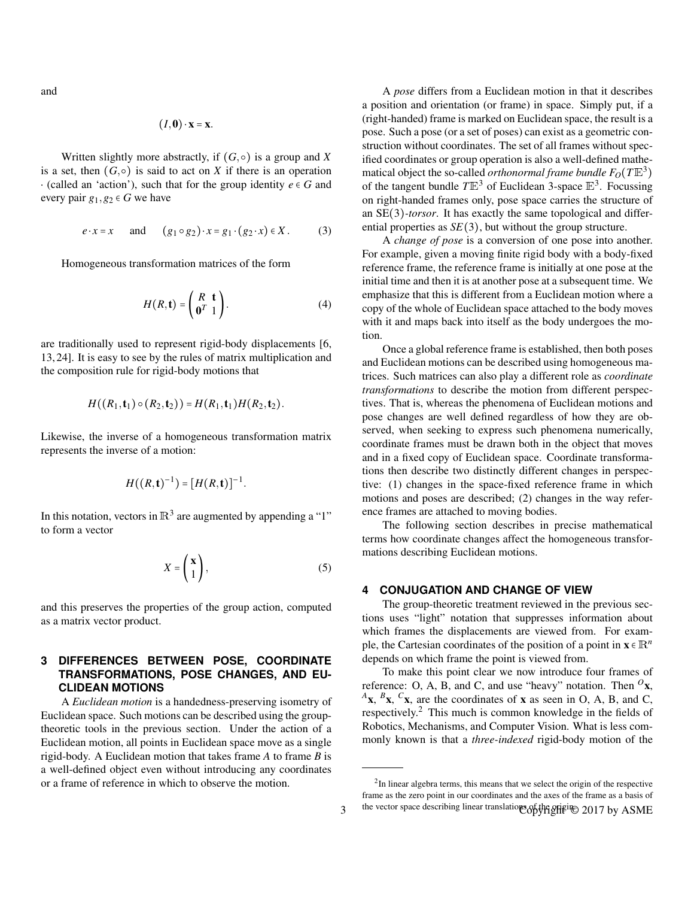and

$$(I, \mathbf{0}) \cdot \mathbf{x} = \mathbf{x}.$$

Written slightly more abstractly, if $(G, \circ)$ is a group and $X$ is a set, then $(G, \circ)$ is said to act on $X$ if there is an operation $\cdot$ (called an 'action'), such that for the group identity $e \in G$ and every pair $g_1, g_2 \in G$ we have

$$e \cdot x = x \quad \text{and} \quad (g_1 \circ g_2) \cdot x = g_1 \cdot (g_2 \cdot x) \in X. \tag{3}$$

Homogeneous transformation matrices of the form

$$H(R, \mathbf{t}) = \begin{pmatrix} R & \mathbf{t} \\ \mathbf{0}^T & 1 \end{pmatrix}. \tag{4}$$

are traditionally used to represent rigid-body displacements [6, 13, 24]. It is easy to see by the rules of matrix multiplication and the composition rule for rigid-body motions that

$$H((R_1, \mathbf{t}_1) \circ (R_2, \mathbf{t}_2)) = H(R_1, \mathbf{t}_1) H(R_2, \mathbf{t}_2).$$

Likewise, the inverse of a homogeneous transformation matrix represents the inverse of a motion:

$$H((R, \mathbf{t})^{-1}) = [H(R, \mathbf{t})]^{-1}.$$

In this notation, vectors in $\mathbb{R}^3$ are augmented by appending a "1" to form a vector

$$X = \begin{pmatrix} \mathbf{x} \\ 1 \end{pmatrix}, \tag{5}$$

and this preserves the properties of the group action, computed as a matrix vector product.

## 3 DIFFERENCES BETWEEN POSE, COORDINATE TRANSFORMATIONS, POSE CHANGES, AND EUCLIDEAN MOTIONS

A *Euclidean motion* is a handedness-preserving isometry of Euclidean space. Such motions can be described using the group-theoretic tools in the previous section. Under the action of a Euclidean motion, all points in Euclidean space move as a single rigid-body. A Euclidean motion that takes frame $A$ to frame $B$ is a well-defined object even without introducing any coordinates or a frame of reference in which to observe the motion.

A *pose* differs from a Euclidean motion in that it describes a position and orientation (or frame) in space. Simply put, if a (right-handed) frame is marked on Euclidean space, the result is a pose. Such a pose (or a set of poses) can exist as a geometric construction without coordinates. The set of all frames without specified coordinates or group operation is also a well-defined mathematical object the so-called *orthonormal frame bundle* $F_O(T\mathbb{E}^3)$ of the tangent bundle $T\mathbb{E}^3$ of Euclidean 3-space $\mathbb{E}^3$. Focussing on right-handed frames only, pose space carries the structure of an SE(3)*-torsor*. It has exactly the same topological and differential properties as $SE(3)$, but without the group structure.

A *change of pose* is a conversion of one pose into another. For example, given a moving finite rigid body with a body-fixed reference frame, the reference frame is initially at one pose at the initial time and then it is at another pose at a subsequent time. We emphasize that this is different from a Euclidean motion where a copy of the whole of Euclidean space attached to the body moves with it and maps back into itself as the body undergoes the motion.

Once a global reference frame is established, then both poses and Euclidean motions can be described using homogeneous matrices. Such matrices can also play a different role as *coordinate transformations* to describe the motion from different perspectives. That is, whereas the phenomena of Euclidean motions and pose changes are well defined regardless of how they are observed, when seeking to express such phenomena numerically, coordinate frames must be drawn both in the object that moves and in a fixed copy of Euclidean space. Coordinate transformations then describe two distinctly different changes in perspective: (1) changes in the space-fixed reference frame in which motions and poses are described; (2) changes in the way reference frames are attached to moving bodies.

The following section describes in precise mathematical terms how coordinate changes affect the homogeneous transformations describing Euclidean motions.

## 4 CONJUGATION AND CHANGE OF VIEW

The group-theoretic treatment reviewed in the previous sections uses "light" notation that suppresses information about which frames the displacements are viewed from. For example, the Cartesian coordinates of the position of a point in $\mathbf{x} \in \mathbb{R}^n$ depends on which frame the point is viewed from.

To make this point clear we now introduce four frames of reference: O, A, B, and C, and use "heavy" notation. Then ${}^{O}\mathbf{x}$, ${}^{A}\mathbf{x}$, ${}^{B}\mathbf{x}$, ${}^{C}\mathbf{x}$, are the coordinates of $\mathbf{x}$ as seen in O, A, B, and C, respectively.[2] This much is common knowledge in the fields of Robotics, Mechanisms, and Computer Vision. What is less commonly known is that a *three-indexed* rigid-body motion of the

[2] In linear algebra terms, this means that we select the origin of the respective frame as the zero point in our coordinates and the axes of the frame as a basis of the vector space describing linear translations of the origin.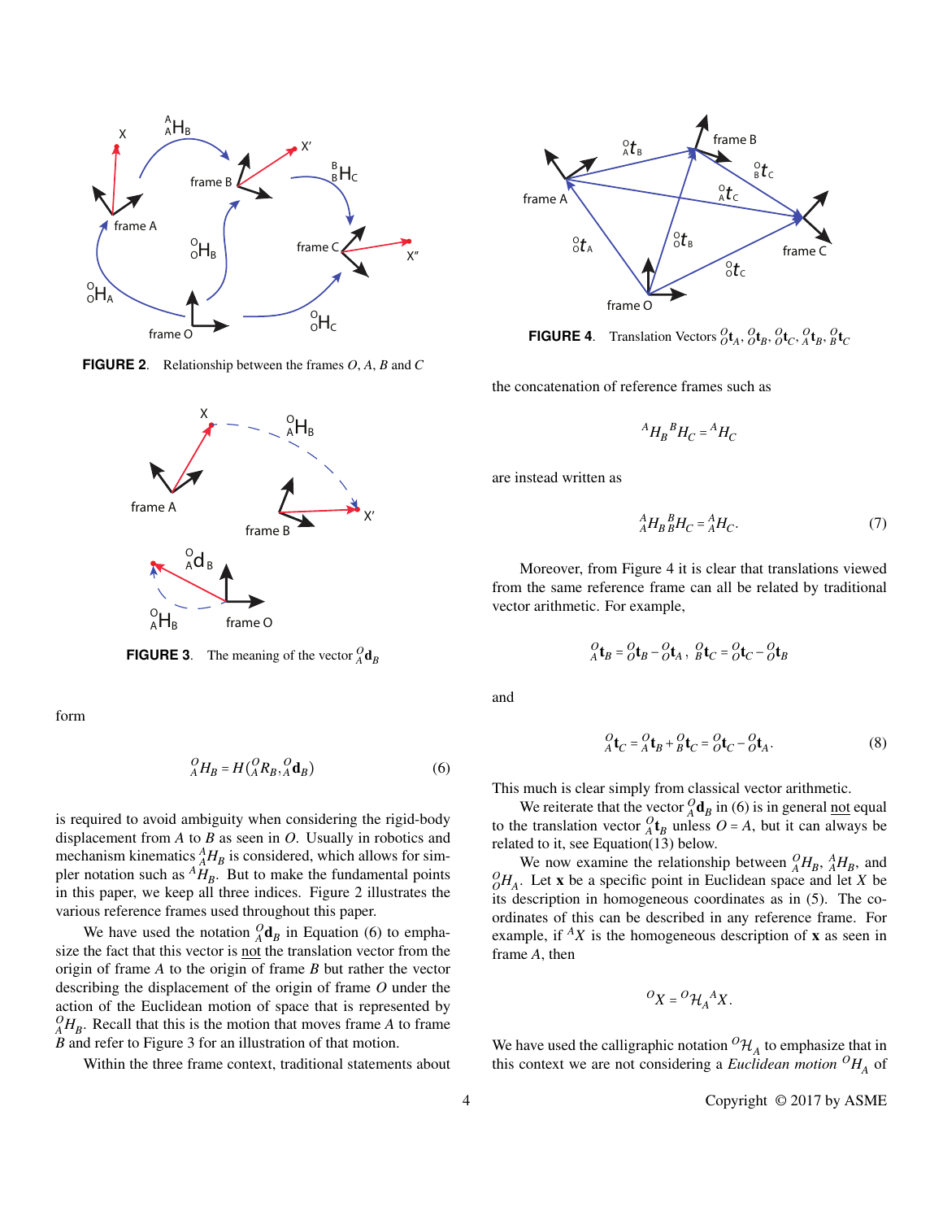FIGURE 2. Relationship between the frames $O$, $A$, $B$ and $C$

FIGURE 3. The meaning of the vector ${}^{O}_{A}\mathbf{d}_B$

form

$$
{}^{O}_{A}H_B = H({}^{O}_{A}R_B, {}^{O}_{A}\mathbf{d}_B) \tag{6}
$$

is required to avoid ambiguity when considering the rigid-body displacement from $A$ to $B$ as seen in $O$. Usually in robotics and mechanism kinematics ${}^{A}_{A}H_B$ is considered, which allows for simpler notation such as ${}^{A}H_B$. But to make the fundamental points in this paper, we keep all three indices. Figure 2 illustrates the various reference frames used throughout this paper.

We have used the notation ${}^{O}_{A}\mathbf{d}_B$ in Equation (6) to emphasize the fact that this vector is not the translation vector from the origin of frame $A$ to the origin of frame $B$ but rather the vector describing the displacement of the origin of frame $O$ under the action of the Euclidean motion of space that is represented by ${}^{O}_{A}H_B$. Recall that this is the motion that moves frame $A$ to frame $B$ and refer to Figure 3 for an illustration of that motion.

Within the three frame context, traditional statements about

FIGURE 4. Translation Vectors ${}^{O}_{O}\mathbf{t}_A$, ${}^{O}_{O}\mathbf{t}_B$, ${}^{O}_{O}\mathbf{t}_C$, ${}^{O}_{A}\mathbf{t}_B$, ${}^{O}_{B}\mathbf{t}_C$

the concatenation of reference frames such as

$$
{}^{A}H_B\,{}^{B}H_C = {}^{A}H_C
$$

are instead written as

$$
{}^{A}_{A}H_B\,{}^{B}_{B}H_C = {}^{A}_{A}H_C. \tag{7}
$$

Moreover, from Figure 4 it is clear that translations viewed from the same reference frame can all be related by traditional vector arithmetic. For example,

$$
{}^{O}_{A}\mathbf{t}_B = {}^{O}_{O}\mathbf{t}_B - {}^{O}_{O}\mathbf{t}_A\,,\;\; {}^{O}_{B}\mathbf{t}_C = {}^{O}_{O}\mathbf{t}_C - {}^{O}_{O}\mathbf{t}_B
$$

and

$$
{}^{O}_{A}\mathbf{t}_C = {}^{O}_{A}\mathbf{t}_B + {}^{O}_{B}\mathbf{t}_C = {}^{O}_{O}\mathbf{t}_C - {}^{O}_{O}\mathbf{t}_A. \tag{8}
$$

This much is clear simply from classical vector arithmetic.

We reiterate that the vector ${}^{O}_{A}\mathbf{d}_B$ in (6) is in general not equal to the translation vector ${}^{O}_{A}\mathbf{t}_B$ unless $O = A$, but it can always be related to it, see Equation(13) below.

We now examine the relationship between ${}^{O}_{A}H_B$, ${}^{A}_{A}H_B$, and ${}^{O}_{O}H_A$. Let $\mathbf{x}$ be a specific point in Euclidean space and let $X$ be its description in homogeneous coordinates as in (5). The coordinates of this can be described in any reference frame. For example, if ${}^{A}X$ is the homogeneous description of $\mathbf{x}$ as seen in frame $A$, then

$$
{}^{O}X = {}^{O}\mathcal{H}_A\,{}^{A}X.
$$

We have used the calligraphic notation ${}^{O}\mathcal{H}_A$ to emphasize that in this context we are not considering a *Euclidean motion* ${}^{O}H_A$ of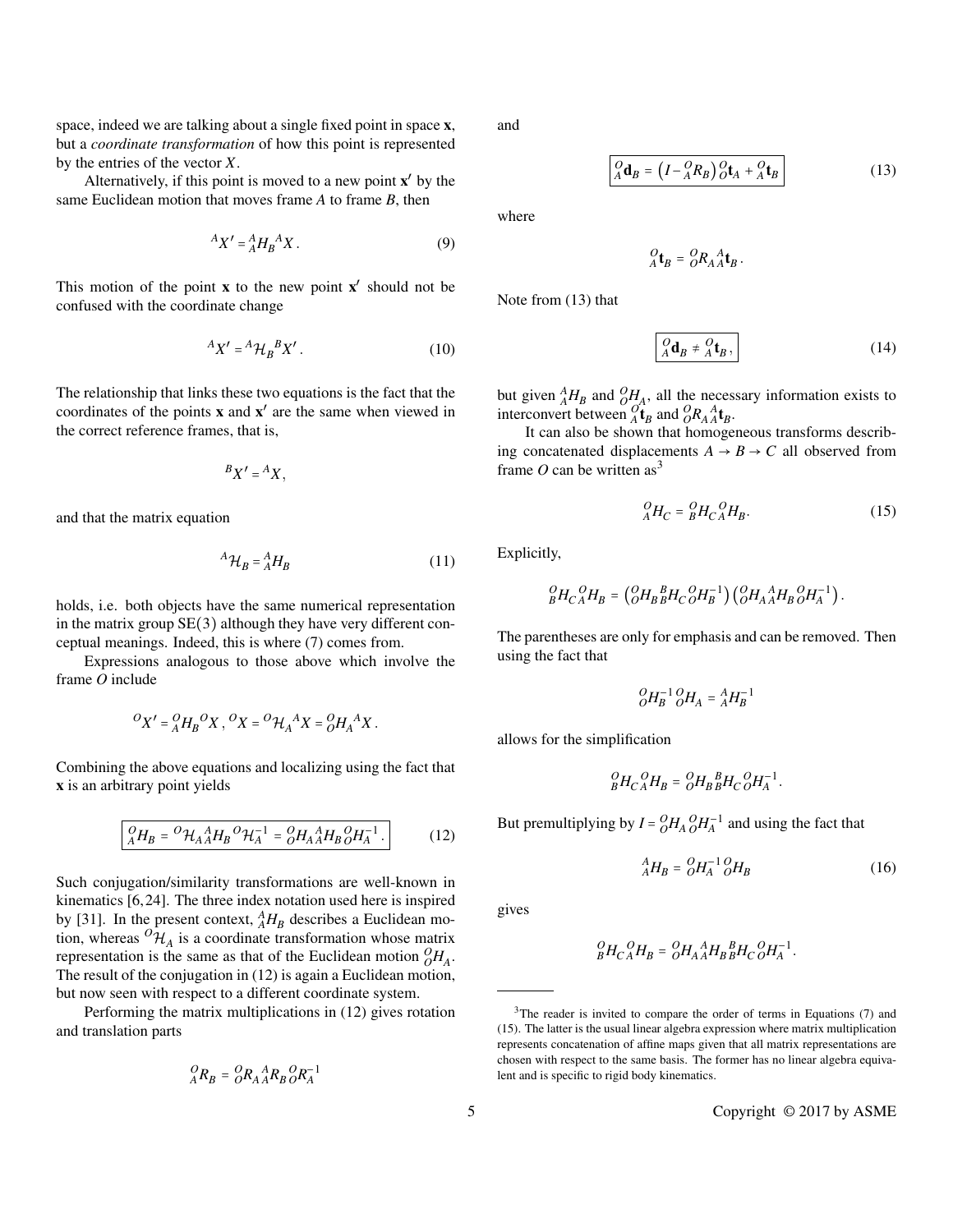space, indeed we are talking about a single fixed point in space $\mathbf{x}$, but a *coordinate transformation* of how this point is represented by the entries of the vector $X$.

Alternatively, if this point is moved to a new point $\mathbf{x}'$ by the same Euclidean motion that moves frame $A$ to frame $B$, then

$$ {}^{A}X' = {}^{A}_{A}H_{B}\, {}^{A}X \,. \tag{9} $$

This motion of the point $\mathbf{x}$ to the new point $\mathbf{x}'$ should not be confused with the coordinate change

$$ {}^{A}X' = {}^{A}\mathcal{H}_{B}\, {}^{B}X' \,. \tag{10} $$

The relationship that links these two equations is the fact that the coordinates of the points $\mathbf{x}$ and $\mathbf{x}'$ are the same when viewed in the correct reference frames, that is,

$$ {}^{B}X' = {}^{A}X, $$

and that the matrix equation

$$ {}^{A}\mathcal{H}_{B} = {}^{A}_{A}H_{B} \tag{11} $$

holds, i.e. both objects have the same numerical representation in the matrix group $\mathrm{SE}(3)$ although they have very different conceptual meanings. Indeed, this is where (7) comes from.

Expressions analogous to those above which involve the frame $O$ include

$$ {}^{O}X' = {}^{O}_{A}H_{B}\, {}^{O}X \,,\; {}^{O}X = {}^{O}\mathcal{H}_{A}\, {}^{A}X = {}^{O}_{O}H_{A}\, {}^{A}X \,. $$

Combining the above equations and localizing using the fact that $\mathbf{x}$ is an arbitrary point yields

$$ \boxed{ {}^{O}_{A}H_{B} = {}^{O}\mathcal{H}_{A}\, {}^{A}_{A}H_{B}\, {}^{O}\mathcal{H}_{A}^{-1} = {}^{O}_{O}H_{A}\, {}^{A}_{A}H_{B}\, {}^{O}_{O}H_{A}^{-1} \,. } \tag{12} $$

Such conjugation/similarity transformations are well-known in kinematics [6,24]. The three index notation used here is inspired by [31]. In the present context, ${}^{A}_{A}H_{B}$ describes a Euclidean motion, whereas ${}^{O}\mathcal{H}_{A}$ is a coordinate transformation whose matrix representation is the same as that of the Euclidean motion ${}^{O}_{O}H_{A}$. The result of the conjugation in (12) is again a Euclidean motion, but now seen with respect to a different coordinate system.

Performing the matrix multiplications in (12) gives rotation and translation parts

$$ {}^{O}_{A}R_{B} = {}^{O}_{O}R_{A}\, {}^{A}_{A}R_{B}\, {}^{O}_{O}R_{A}^{-1} $$

and

$$ \boxed{ {}^{O}_{A}\mathbf{d}_{B} = \left(I - {}^{O}_{A}R_{B}\right) {}^{O}_{O}\mathbf{t}_{A} + {}^{O}_{A}\mathbf{t}_{B} } \tag{13} $$

where

$$ {}^{O}_{A}\mathbf{t}_{B} = {}^{O}_{O}R_{A}\, {}^{A}_{A}\mathbf{t}_{B} \,. $$

Note from (13) that

$$ \boxed{ {}^{O}_{A}\mathbf{d}_{B} \neq {}^{O}_{A}\mathbf{t}_{B} \,, } \tag{14} $$

but given ${}^{A}_{A}H_{B}$ and ${}^{O}_{O}H_{A}$, all the necessary information exists to interconvert between ${}^{O}_{A}\mathbf{t}_{B}$ and ${}^{O}_{O}R_{A}\, {}^{A}_{A}\mathbf{t}_{B}$.

It can also be shown that homogeneous transforms describing concatenated displacements $A \rightarrow B \rightarrow C$ all observed from frame $O$ can be written as[3]

$$ {}^{O}_{A}H_{C} = {}^{O}_{B}H_{C}\, {}^{O}_{A}H_{B}. \tag{15} $$

Explicitly,

$$ {}^{O}_{B}H_{C}\, {}^{O}_{A}H_{B} = \left({}^{O}_{O}H_{B}\, {}^{B}_{B}H_{C}\, {}^{O}_{O}H_{B}^{-1}\right)\left({}^{O}_{O}H_{A}\, {}^{A}_{A}H_{B}\, {}^{O}_{O}H_{A}^{-1}\right). $$

The parentheses are only for emphasis and can be removed. Then using the fact that

$$ {}^{O}_{O}H_{B}^{-1}\, {}^{O}_{O}H_{A} = {}^{A}_{A}H_{B}^{-1} $$

allows for the simplification

$$ {}^{O}_{B}H_{C}\, {}^{O}_{A}H_{B} = {}^{O}_{O}H_{B}\, {}^{B}_{B}H_{C}\, {}^{O}_{O}H_{A}^{-1}. $$

But premultiplying by $I = {}^{O}_{O}H_{A}\, {}^{O}_{O}H_{A}^{-1}$ and using the fact that

$$ {}^{A}_{A}H_{B} = {}^{O}_{O}H_{A}^{-1}\, {}^{O}_{O}H_{B} \tag{16} $$

gives

$$ {}^{O}_{B}H_{C}\, {}^{O}_{A}H_{B} = {}^{O}_{O}H_{A}\, {}^{A}_{A}H_{B}\, {}^{B}_{B}H_{C}\, {}^{O}_{O}H_{A}^{-1}. $$

---

[3] The reader is invited to compare the order of terms in Equations (7) and (15). The latter is the usual linear algebra expression where matrix multiplication represents concatenation of affine maps given that all matrix representations are chosen with respect to the same basis. The former has no linear algebra equivalent and is specific to rigid body kinematics.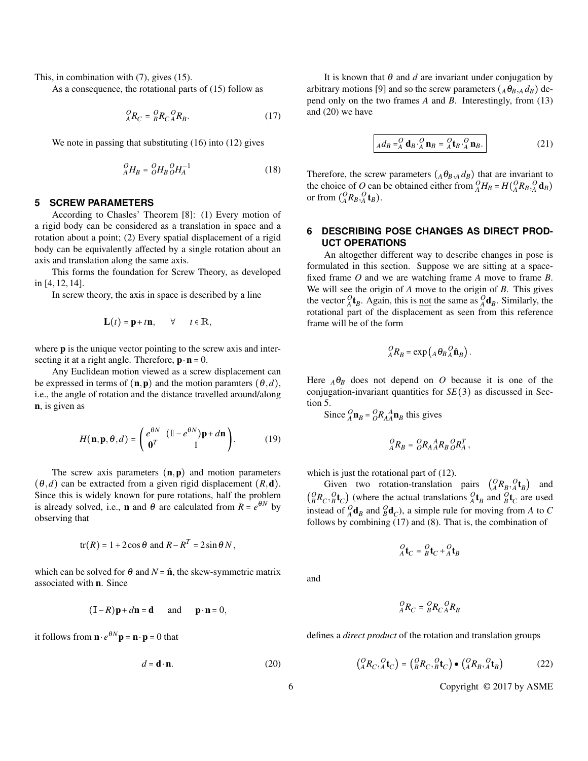This, in combination with (7), gives (15).

As a consequence, the rotational parts of (15) follow as

$$ {}^{O}_{A}R_{C} = {}^{O}_{B}R_{C}\,{}^{O}_{A}R_{B}. \tag{17} $$

We note in passing that substituting (16) into (12) gives

$$ {}^{O}_{A}H_{B} = {}^{O}_{O}H_{B}\,{}^{O}_{O}H_{A}^{-1} \tag{18} $$

## 5 SCREW PARAMETERS

According to Chasles' Theorem [8]: (1) Every motion of a rigid body can be considered as a translation in space and a rotation about a point; (2) Every spatial displacement of a rigid body can be equivalently affected by a single rotation about an axis and translation along the same axis.

This forms the foundation for Screw Theory, as developed in [4, 12, 14].

In screw theory, the axis in space is described by a line

$$ \mathbf{L}(t) = \mathbf{p} + t\mathbf{n}, \quad \forall \quad t \in \mathbb{R}, $$

where $\mathbf{p}$ is the unique vector pointing to the screw axis and intersecting it at a right angle. Therefore, $\mathbf{p}\cdot\mathbf{n} = 0$.

Any Euclidean motion viewed as a screw displacement can be expressed in terms of $(\mathbf{n},\mathbf{p})$ and the motion paramters $(\theta, d)$, i.e., the angle of rotation and the distance travelled around/along $\mathbf{n}$, is given as

$$ H(\mathbf{n},\mathbf{p},\theta,d) = \begin{pmatrix} e^{\theta N} & (\mathbb{I} - e^{\theta N})\mathbf{p} + d\mathbf{n} \\ \mathbf{0}^{T} & 1 \end{pmatrix}. \tag{19} $$

The screw axis parameters $(\mathbf{n},\mathbf{p})$ and motion parameters $(\theta, d)$ can be extracted from a given rigid displacement $(R,\mathbf{d})$. Since this is widely known for pure rotations, half the problem is already solved, i.e., $\mathbf{n}$ and $\theta$ are calculated from $R = e^{\theta N}$ by observing that

$$ \mathrm{tr}(R) = 1 + 2\cos\theta \text{ and } R - R^{T} = 2\sin\theta\, N, $$

which can be solved for $\theta$ and $N = \hat{\mathbf{n}}$, the skew-symmetric matrix associated with $\mathbf{n}$. Since

$$ (\mathbb{I} - R)\mathbf{p} + d\mathbf{n} = \mathbf{d} \quad \text{and} \quad \mathbf{p}\cdot\mathbf{n} = 0, $$

it follows from $\mathbf{n}\cdot e^{\theta N}\mathbf{p} = \mathbf{n}\cdot\mathbf{p} = 0$ that

$$ d = \mathbf{d}\cdot\mathbf{n}. \tag{20} $$

It is known that $\theta$ and $d$ are invariant under conjugation by arbitrary motions [9] and so the screw parameters $({}_{A}\theta_{B}, {}_{A}d_{B})$ depend only on the two frames $A$ and $B$. Interestingly, from (13) and (20) we have

$$ \boxed{{}_{A}d_{B} = {}^{O}_{A}\mathbf{d}_{B}\cdot{}^{O}_{A}\mathbf{n}_{B} = {}^{O}_{A}\mathbf{t}_{B}\cdot{}^{O}_{A}\mathbf{n}_{B}.} \tag{21} $$

Therefore, the screw parameters $({}_{A}\theta_{B}, {}_{A}d_{B})$ that are invariant to the choice of $O$ can be obtained either from ${}^{O}_{A}H_{B} = H({}^{O}_{A}R_{B}, {}^{O}_{A}\mathbf{d}_{B})$ or from $({}^{O}_{A}R_{B}, {}^{O}_{A}\mathbf{t}_{B})$.

## 6 DESCRIBING POSE CHANGES AS DIRECT PRODUCT OPERATIONS

An altogether different way to describe changes in pose is formulated in this section. Suppose we are sitting at a space-fixed frame $O$ and we are watching frame $A$ move to frame $B$. We will see the origin of $A$ move to the origin of $B$. This gives the vector ${}^{O}_{A}\mathbf{t}_{B}$. Again, this is not the same as ${}^{O}_{A}\mathbf{d}_{B}$. Similarly, the rotational part of the displacement as seen from this reference frame will be of the form

$$ {}^{O}_{A}R_{B} = \exp\left({}_{A}\theta_{B}\,{}^{O}_{A}\hat{\mathbf{n}}_{B}\right). $$

Here ${}_{A}\theta_{B}$ does not depend on $O$ because it is one of the conjugation-invariant quantities for $SE(3)$ as discussed in Section 5.

Since ${}^{O}_{A}\mathbf{n}_{B} = {}^{O}_{O}R_{A}\,{}^{A}_{A}\mathbf{n}_{B}$ this gives

$$ {}^{O}_{A}R_{B} = {}^{O}_{O}R_{A}\,{}^{A}_{A}R_{B}\,{}^{O}_{O}R_{A}^{T}, $$

which is just the rotational part of (12).

Given two rotation-translation pairs $({}^{O}_{A}R_{B}, {}^{O}_{A}\mathbf{t}_{B})$ and $({}^{O}_{B}R_{C}, {}^{O}_{B}\mathbf{t}_{C})$ (where the actual translations ${}^{O}_{A}\mathbf{t}_{B}$ and ${}^{O}_{B}\mathbf{t}_{C}$ are used instead of ${}^{O}_{A}\mathbf{d}_{B}$ and ${}^{O}_{B}\mathbf{d}_{C}$), a simple rule for moving from $A$ to $C$ follows by combining (17) and (8). That is, the combination of

$$ {}^{O}_{A}\mathbf{t}_{C} = {}^{O}_{B}\mathbf{t}_{C} + {}^{O}_{A}\mathbf{t}_{B} $$

and

$$ {}^{O}_{A}R_{C} = {}^{O}_{B}R_{C}\,{}^{O}_{A}R_{B} $$

defines a *direct product* of the rotation and translation groups

$$ \left({}^{O}_{A}R_{C}, {}^{O}_{A}\mathbf{t}_{C}\right) = \left({}^{O}_{B}R_{C}, {}^{O}_{B}\mathbf{t}_{C}\right) \bullet \left({}^{O}_{A}R_{B}, {}^{O}_{A}\mathbf{t}_{B}\right) \tag{22} $$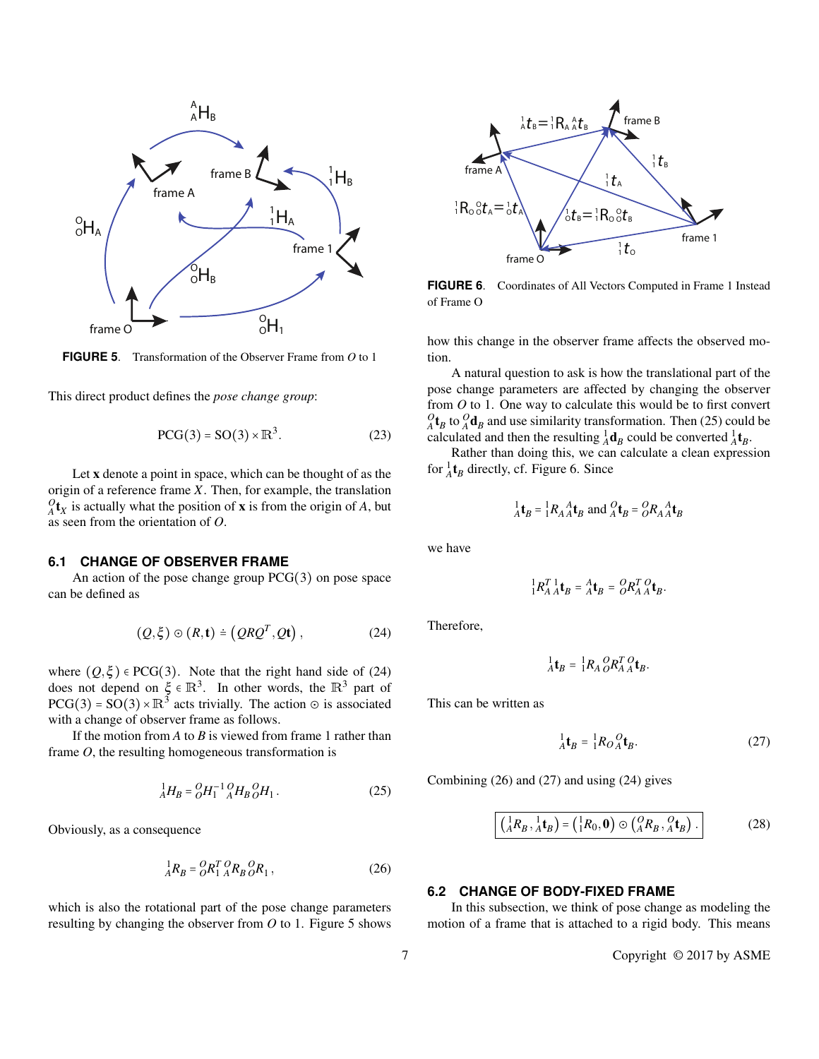**FIGURE 5**. Transformation of the Observer Frame from $O$ to 1

This direct product defines the *pose change group*:

$$\mathrm{PCG}(3) = \mathrm{SO}(3) \times \mathbb{R}^3. \tag{23}$$

Let $\mathbf{x}$ denote a point in space, which can be thought of as the origin of a reference frame $X$. Then, for example, the translation ${}^{O}_{A}\mathbf{t}_X$ is actually what the position of $\mathbf{x}$ is from the origin of $A$, but as seen from the orientation of $O$.

### 6.1 CHANGE OF OBSERVER FRAME

An action of the pose change group $\mathrm{PCG}(3)$ on pose space can be defined as

$$(Q, \xi) \odot (R, \mathbf{t}) \doteq \left(QRQ^T, Q\mathbf{t}\right), \tag{24}$$

where $(Q, \xi) \in \mathrm{PCG}(3)$. Note that the right hand side of (24) does not depend on $\xi \in \mathbb{R}^3$. In other words, the $\mathbb{R}^3$ part of $\mathrm{PCG}(3) = \mathrm{SO}(3) \times \mathbb{R}^3$ acts trivially. The action $\odot$ is associated with a change of observer frame as follows.

If the motion from $A$ to $B$ is viewed from frame 1 rather than frame $O$, the resulting homogeneous transformation is

$${}^{1}_{A}H_B = {}^{O}_{O}H_1^{-1}\, {}^{O}_{A}H_B\, {}^{O}_{O}H_1. \tag{25}$$

Obviously, as a consequence

$${}^{1}_{A}R_B = {}^{O}_{O}R_1^T\, {}^{O}_{A}R_B\, {}^{O}_{O}R_1, \tag{26}$$

which is also the rotational part of the pose change parameters resulting by changing the observer from $O$ to 1. Figure 5 shows how this change in the observer frame affects the observed motion.

**FIGURE 6**. Coordinates of All Vectors Computed in Frame 1 Instead of Frame O

A natural question to ask is how the translational part of the pose change parameters are affected by changing the observer from $O$ to 1. One way to calculate this would be to first convert ${}^{O}_{A}\mathbf{t}_B$ to ${}^{O}_{A}\mathbf{d}_B$ and use similarity transformation. Then (25) could be calculated and then the resulting ${}^{1}_{A}\mathbf{d}_B$ could be converted ${}^{1}_{A}\mathbf{t}_B$.

Rather than doing this, we can calculate a clean expression for ${}^{1}_{A}\mathbf{t}_B$ directly, cf. Figure 6. Since

$${}^{1}_{A}\mathbf{t}_B = {}^{1}_{1}R_A\, {}^{A}_{A}\mathbf{t}_B \text{ and } {}^{O}_{A}\mathbf{t}_B = {}^{O}_{O}R_A\, {}^{A}_{A}\mathbf{t}_B$$

we have

$${}^{1}_{1}R_A^T\, {}^{1}_{A}\mathbf{t}_B = {}^{A}_{A}\mathbf{t}_B = {}^{O}_{O}R_A^T\, {}^{O}_{A}\mathbf{t}_B.$$

Therefore,

$${}^{1}_{A}\mathbf{t}_B = {}^{1}_{1}R_A\, {}^{O}_{O}R_A^T\, {}^{O}_{A}\mathbf{t}_B.$$

This can be written as

$${}^{1}_{A}\mathbf{t}_B = {}^{1}_{1}R_O\, {}^{O}_{A}\mathbf{t}_B. \tag{27}$$

Combining (26) and (27) and using (24) gives

$$\boxed{\left({}^{1}_{A}R_B, {}^{1}_{A}\mathbf{t}_B\right) = \left({}^{1}_{1}R_0, \mathbf{0}\right) \odot \left({}^{O}_{A}R_B, {}^{O}_{A}\mathbf{t}_B\right).} \tag{28}$$

### 6.2 CHANGE OF BODY-FIXED FRAME

In this subsection, we think of pose change as modeling the motion of a frame that is attached to a rigid body. This means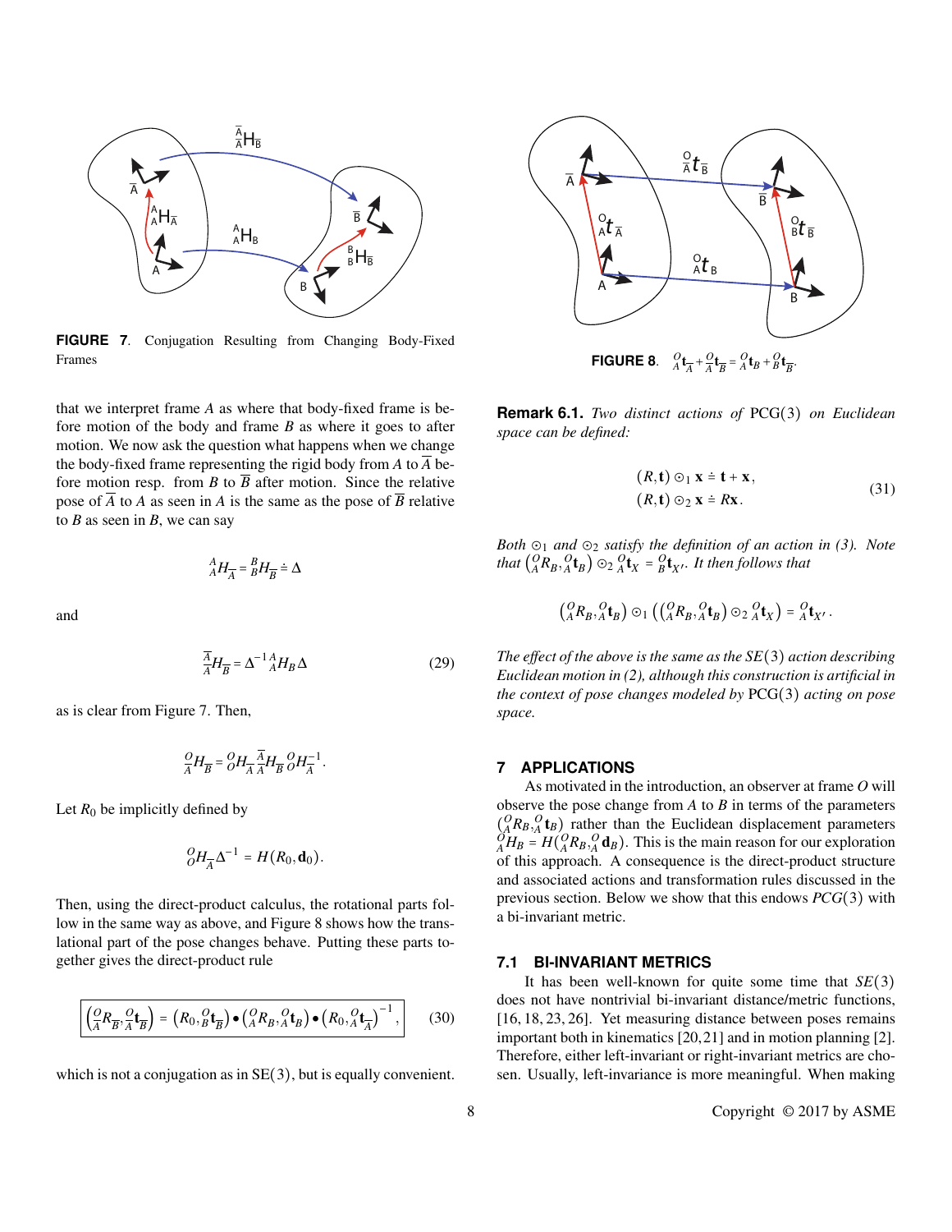FIGURE 7. Conjugation Resulting from Changing Body-Fixed Frames

that we interpret frame $A$ as where that body-fixed frame is before motion of the body and frame $B$ as where it goes to after motion. We now ask the question what happens when we change the body-fixed frame representing the rigid body from $A$ to $\overline{A}$ before motion resp. from $B$ to $\overline{B}$ after motion. Since the relative pose of $\overline{A}$ to $A$ as seen in $A$ is the same as the pose of $\overline{B}$ relative to $B$ as seen in $B$, we can say

$$ {}^{A}_{A}H_{\overline{A}} = {}^{B}_{B}H_{\overline{B}} \doteq \Delta $$

and

$$ {}^{\overline{A}}_{\overline{A}}H_{\overline{B}} = \Delta^{-1}\, {}^{A}_{A}H_{B}\,\Delta \tag{29} $$

as is clear from Figure 7. Then,

$$ {}^{O}_{\overline{A}}H_{\overline{B}} = {}^{O}_{O}H_{\overline{A}}\, {}^{\overline{A}}_{\overline{A}}H_{\overline{B}}\, {}^{O}_{O}H_{\overline{A}}^{-1}. $$

Let $R_0$ be implicitly defined by

$$ {}^{O}_{O}H_{\overline{A}}\Delta^{-1} = H(R_0, \mathbf{d}_0). $$

Then, using the direct-product calculus, the rotational parts follow in the same way as above, and Figure 8 shows how the translational part of the pose changes behave. Putting these parts together gives the direct-product rule

$$ \left({}^{O}_{\overline{A}}R_{\overline{B}}, {}^{O}_{\overline{A}}\mathbf{t}_{\overline{B}}\right) = \left(R_0, {}^{O}_{B}\mathbf{t}_{\overline{B}}\right) \bullet \left({}^{O}_{A}R_{B}, {}^{O}_{A}\mathbf{t}_{B}\right) \bullet \left(R_0, {}^{O}_{A}\mathbf{t}_{\overline{A}}\right)^{-1}, \tag{30} $$

which is not a conjugation as in SE(3), but is equally convenient.

FIGURE 8. ${}^{O}_{A}\mathbf{t}_{\overline{A}} + {}^{O}_{\overline{A}}\mathbf{t}_{\overline{B}} = {}^{O}_{A}\mathbf{t}_{B} + {}^{O}_{B}\mathbf{t}_{\overline{B}}$.

**Remark 6.1.** *Two distinct actions of* PCG(3) *on Euclidean space can be defined:*

$$ \begin{aligned} (R, \mathbf{t}) \odot_1 \mathbf{x} &\doteq \mathbf{t} + \mathbf{x}, \\ (R, \mathbf{t}) \odot_2 \mathbf{x} &\doteq R\mathbf{x}. \end{aligned} \tag{31} $$

*Both $\odot_1$ and $\odot_2$ satisfy the definition of an action in (3). Note that $\left({}^{O}_{A}R_B, {}^{O}_{A}\mathbf{t}_B\right) \odot_2 {}^{O}_{A}\mathbf{t}_X = {}^{O}_{B}\mathbf{t}_{X'}$. It then follows that*

$$ \left({}^{O}_{A}R_B, {}^{O}_{A}\mathbf{t}_B\right) \odot_1 \left(\left({}^{O}_{A}R_B, {}^{O}_{A}\mathbf{t}_B\right) \odot_2 {}^{O}_{A}\mathbf{t}_X\right) = {}^{O}_{A}\mathbf{t}_{X'}. $$

*The effect of the above is the same as the $SE(3)$ action describing Euclidean motion in (2), although this construction is artificial in the context of pose changes modeled by* PCG(3) *acting on pose space.*

## 7 APPLICATIONS

As motivated in the introduction, an observer at frame $O$ will observe the pose change from $A$ to $B$ in terms of the parameters $({}^{O}_{A}R_B, {}^{O}_{A}\mathbf{t}_B)$ rather than the Euclidean displacement parameters ${}^{O}_{A}H_B = H({}^{O}_{A}R_B, {}^{O}_{A}\mathbf{d}_B)$. This is the main reason for our exploration of this approach. A consequence is the direct-product structure and associated actions and transformation rules discussed in the previous section. Below we show that this endows $PCG(3)$ with a bi-invariant metric.

### 7.1 BI-INVARIANT METRICS

It has been well-known for quite some time that $SE(3)$ does not have nontrivial bi-invariant distance/metric functions, [16, 18, 23, 26]. Yet measuring distance between poses remains important both in kinematics [20,21] and in motion planning [2]. Therefore, either left-invariant or right-invariant metrics are chosen. Usually, left-invariance is more meaningful. When making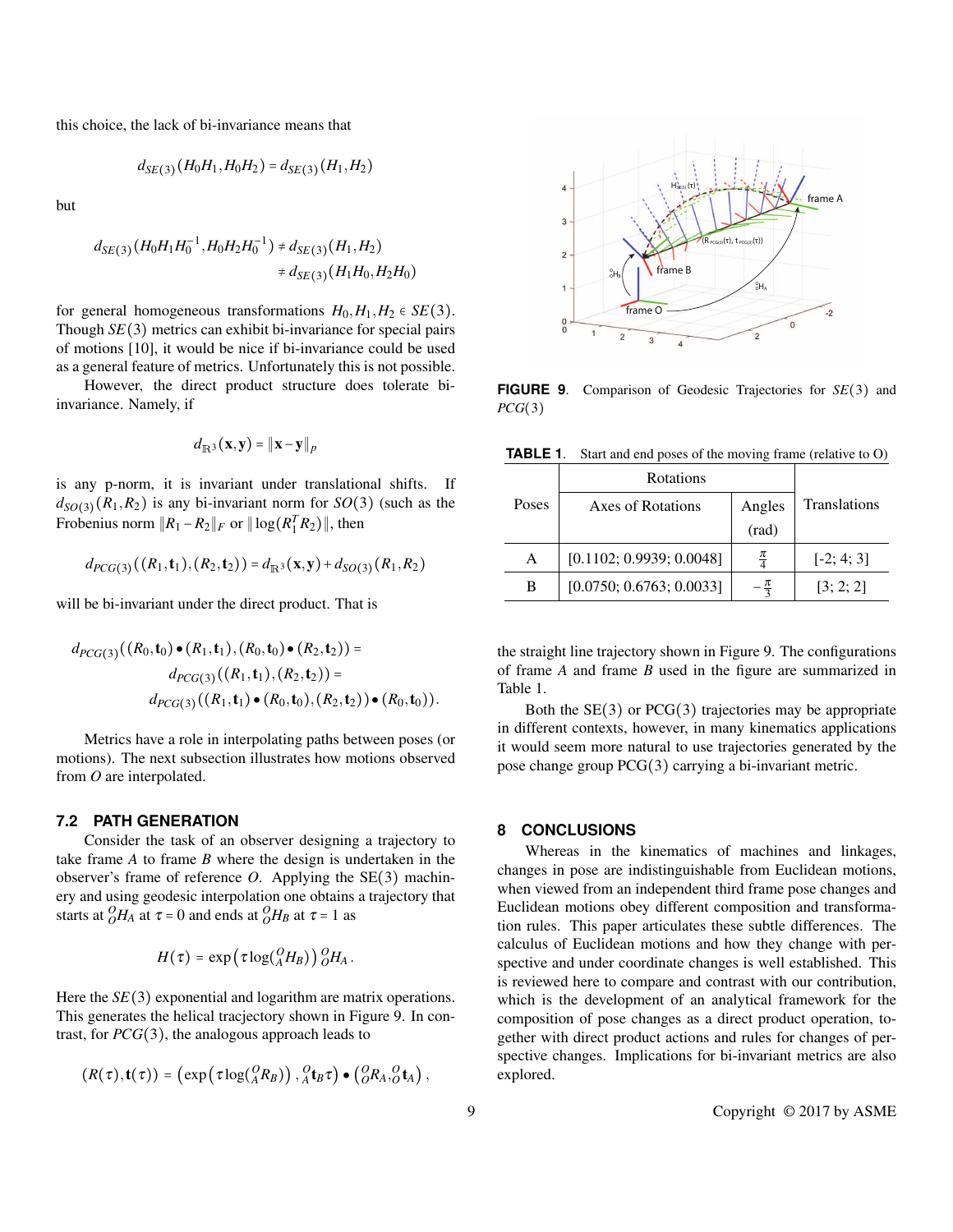this choice, the lack of bi-invariance means that

$$d_{SE(3)}(H_0H_1, H_0H_2) = d_{SE(3)}(H_1, H_2)$$

but

$$d_{SE(3)}(H_0H_1H_0^{-1}, H_0H_2H_0^{-1}) \neq d_{SE(3)}(H_1, H_2)$$
$$\neq d_{SE(3)}(H_1H_0, H_2H_0)$$

for general homogeneous transformations $H_0, H_1, H_2 \in SE(3)$. Though $SE(3)$ metrics can exhibit bi-invariance for special pairs of motions [10], it would be nice if bi-invariance could be used as a general feature of metrics. Unfortunately this is not possible.

However, the direct product structure does tolerate bi-invariance. Namely, if

$$d_{\mathbb{R}^3}(\mathbf{x}, \mathbf{y}) = \|\mathbf{x} - \mathbf{y}\|_p$$

is any p-norm, it is invariant under translational shifts. If $d_{SO(3)}(R_1, R_2)$ is any bi-invariant norm for $SO(3)$ (such as the Frobenius norm $\|R_1 - R_2\|_F$ or $\|\log(R_1^T R_2)\|$, then

$$d_{PCG(3)}((R_1, \mathbf{t}_1), (R_2, \mathbf{t}_2)) = d_{\mathbb{R}^3}(\mathbf{x}, \mathbf{y}) + d_{SO(3)}(R_1, R_2)$$

will be bi-invariant under the direct product. That is

$$d_{PCG(3)}((R_0, \mathbf{t}_0) \bullet (R_1, \mathbf{t}_1), (R_0, \mathbf{t}_0) \bullet (R_2, \mathbf{t}_2)) =$$
$$d_{PCG(3)}((R_1, \mathbf{t}_1), (R_2, \mathbf{t}_2)) =$$
$$d_{PCG(3)}((R_1, \mathbf{t}_1) \bullet (R_0, \mathbf{t}_0), (R_2, \mathbf{t}_2)) \bullet (R_0, \mathbf{t}_0)).$$

Metrics have a role in interpolating paths between poses (or motions). The next subsection illustrates how motions observed from $O$ are interpolated.

### 7.2 PATH GENERATION

Consider the task of an observer designing a trajectory to take frame $A$ to frame $B$ where the design is undertaken in the observer's frame of reference $O$. Applying the SE(3) machinery and using geodesic interpolation one obtains a trajectory that starts at ${}^O_O H_A$ at $\tau = 0$ and ends at ${}^O_O H_B$ at $\tau = 1$ as

$$H(\tau) = \exp\left(\tau \log({}^O_A H_B)\right) {}^O_O H_A.$$

Here the $SE(3)$ exponential and logarithm are matrix operations. This generates the helical tracjectory shown in Figure 9. In contrast, for $PCG(3)$, the analogous approach leads to

$$(R(\tau), \mathbf{t}(\tau)) = \left(\exp\left(\tau \log({}^O_A R_B)\right), {}^O_A \mathbf{t}_B \tau\right) \bullet \left({}^O_O R_A, {}^O_O \mathbf{t}_A\right),$$

**FIGURE 9**. Comparison of Geodesic Trajectories for $SE(3)$ and $PCG(3)$

**TABLE 1**. Start and end poses of the moving frame (relative to O)

| Poses | Rotations | | Translations |
|---|---|---|---|
| | Axes of Rotations | Angles (rad) | |
| A | [0.1102; 0.9939; 0.0048] | $\frac{\pi}{4}$ | [-2; 4; 3] |
| B | [0.0750; 0.6763; 0.0033] | $-\frac{\pi}{3}$ | [3; 2; 2] |

the straight line trajectory shown in Figure 9. The configurations of frame $A$ and frame $B$ used in the figure are summarized in Table 1.

Both the SE(3) or PCG(3) trajectories may be appropriate in different contexts, however, in many kinematics applications it would seem more natural to use trajectories generated by the pose change group PCG(3) carrying a bi-invariant metric.

## 8 CONCLUSIONS

Whereas in the kinematics of machines and linkages, changes in pose are indistinguishable from Euclidean motions, when viewed from an independent third frame pose changes and Euclidean motions obey different composition and transformation rules. This paper articulates these subtle differences. The calculus of Euclidean motions and how they change with perspective and under coordinate changes is well established. This is reviewed here to compare and contrast with our contribution, which is the development of an analytical framework for the composition of pose changes as a direct product operation, together with direct product actions and rules for changes of perspective changes. Implications for bi-invariant metrics are also explored.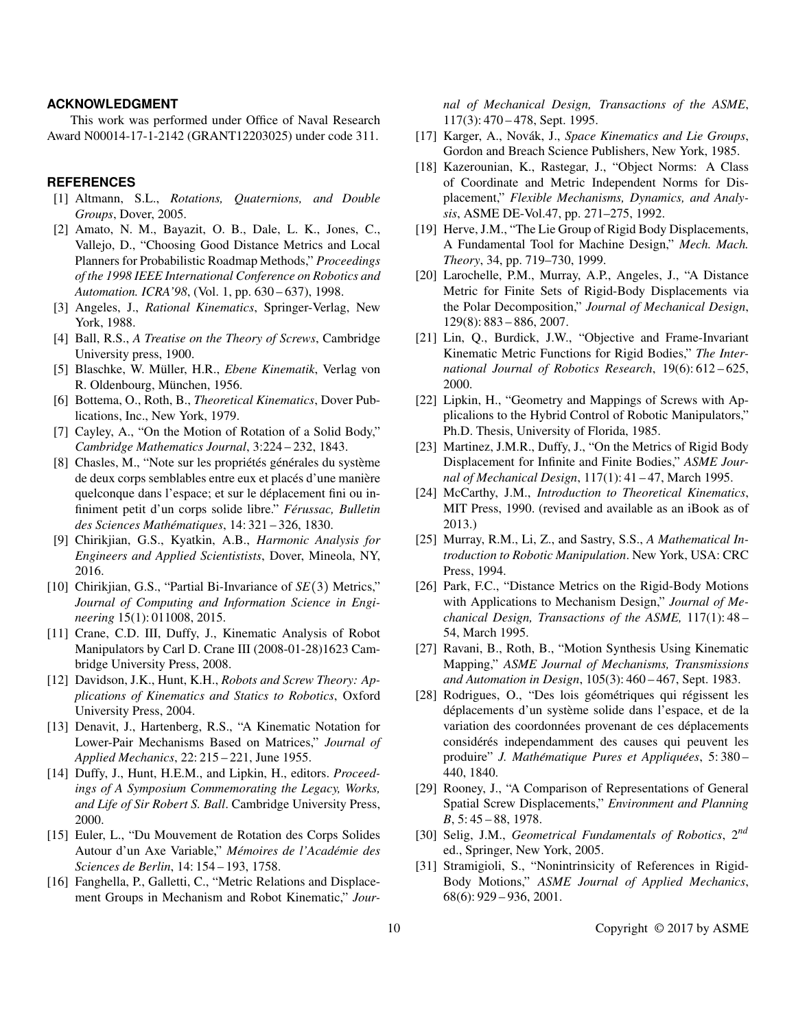## ACKNOWLEDGMENT

This work was performed under Office of Naval Research Award N00014-17-1-2142 (GRANT12203025) under code 311.

## REFERENCES

[1] Altmann, S.L., *Rotations, Quaternions, and Double Groups*, Dover, 2005.

[2] Amato, N. M., Bayazit, O. B., Dale, L. K., Jones, C., Vallejo, D., "Choosing Good Distance Metrics and Local Planners for Probabilistic Roadmap Methods," *Proceedings of the 1998 IEEE International Conference on Robotics and Automation. ICRA'98*, (Vol. 1, pp. 630 – 637), 1998.

[3] Angeles, J., *Rational Kinematics*, Springer-Verlag, New York, 1988.

[4] Ball, R.S., *A Treatise on the Theory of Screws*, Cambridge University press, 1900.

[5] Blaschke, W. Müller, H.R., *Ebene Kinematik*, Verlag von R. Oldenbourg, München, 1956.

[6] Bottema, O., Roth, B., *Theoretical Kinematics*, Dover Publications, Inc., New York, 1979.

[7] Cayley, A., "On the Motion of Rotation of a Solid Body," *Cambridge Mathematics Journal*, 3:224 – 232, 1843.

[8] Chasles, M., "Note sur les propriétés générales du système de deux corps semblables entre eux et placés d'une manière quelconque dans l'espace; et sur le déplacement fini ou infiniment petit d'un corps solide libre." *Férussac, Bulletin des Sciences Mathématiques*, 14: 321 – 326, 1830.

[9] Chirikjian, G.S., Kyatkin, A.B., *Harmonic Analysis for Engineers and Applied Scientistists*, Dover, Mineola, NY, 2016.

[10] Chirikjian, G.S., "Partial Bi-Invariance of $SE(3)$ Metrics," *Journal of Computing and Information Science in Engineering* 15(1): 011008, 2015.

[11] Crane, C.D. III, Duffy, J., Kinematic Analysis of Robot Manipulators by Carl D. Crane III (2008-01-28)1623 Cambridge University Press, 2008.

[12] Davidson, J.K., Hunt, K.H., *Robots and Screw Theory: Applications of Kinematics and Statics to Robotics*, Oxford University Press, 2004.

[13] Denavit, J., Hartenberg, R.S., "A Kinematic Notation for Lower-Pair Mechanisms Based on Matrices," *Journal of Applied Mechanics*, 22: 215 – 221, June 1955.

[14] Duffy, J., Hunt, H.E.M., and Lipkin, H., editors. *Proceedings of A Symposium Commemorating the Legacy, Works, and Life of Sir Robert S. Ball*. Cambridge University Press, 2000.

[15] Euler, L., "Du Mouvement de Rotation des Corps Solides Autour d'un Axe Variable," *Mémoires de l'Académie des Sciences de Berlin*, 14: 154 – 193, 1758.

[16] Fanghella, P., Galletti, C., "Metric Relations and Displacement Groups in Mechanism and Robot Kinematic," *Journal of Mechanical Design, Transactions of the ASME*, 117(3): 470 – 478, Sept. 1995.

[17] Karger, A., Novák, J., *Space Kinematics and Lie Groups*, Gordon and Breach Science Publishers, New York, 1985.

[18] Kazerounian, K., Rastegar, J., "Object Norms: A Class of Coordinate and Metric Independent Norms for Displacement," *Flexible Mechanisms, Dynamics, and Analysis*, ASME DE-Vol.47, pp. 271–275, 1992.

[19] Herve, J.M., "The Lie Group of Rigid Body Displacements, A Fundamental Tool for Machine Design," *Mech. Mach. Theory*, 34, pp. 719–730, 1999.

[20] Larochelle, P.M., Murray, A.P., Angeles, J., "A Distance Metric for Finite Sets of Rigid-Body Displacements via the Polar Decomposition," *Journal of Mechanical Design*, 129(8): 883 – 886, 2007.

[21] Lin, Q., Burdick, J.W., "Objective and Frame-Invariant Kinematic Metric Functions for Rigid Bodies," *The International Journal of Robotics Research*, 19(6): 612 – 625, 2000.

[22] Lipkin, H., "Geometry and Mappings of Screws with Applicalions to the Hybrid Control of Robotic Manipulators," Ph.D. Thesis, University of Florida, 1985.

[23] Martinez, J.M.R., Duffy, J., "On the Metrics of Rigid Body Displacement for Infinite and Finite Bodies," *ASME Journal of Mechanical Design*, 117(1): 41 – 47, March 1995.

[24] McCarthy, J.M., *Introduction to Theoretical Kinematics*, MIT Press, 1990. (revised and available as an iBook as of 2013.)

[25] Murray, R.M., Li, Z., and Sastry, S.S., *A Mathematical Introduction to Robotic Manipulation*. New York, USA: CRC Press, 1994.

[26] Park, F.C., "Distance Metrics on the Rigid-Body Motions with Applications to Mechanism Design," *Journal of Mechanical Design, Transactions of the ASME,* 117(1): 48 – 54, March 1995.

[27] Ravani, B., Roth, B., "Motion Synthesis Using Kinematic Mapping," *ASME Journal of Mechanisms, Transmissions and Automation in Design*, 105(3): 460 – 467, Sept. 1983.

[28] Rodrigues, O., "Des lois géométriques qui régissent les déplacements d'un système solide dans l'espace, et de la variation des coordonnées provenant de ces déplacements considérés independamment des causes qui peuvent les produire" *J. Mathématique Pures et Appliquées*, 5: 380 – 440, 1840.

[29] Rooney, J., "A Comparison of Representations of General Spatial Screw Displacements," *Environment and Planning B*, 5: 45 – 88, 1978.

[30] Selig, J.M., *Geometrical Fundamentals of Robotics*, $2^{nd}$ ed., Springer, New York, 2005.

[31] Stramigioli, S., "Nonintrinsicity of References in Rigid-Body Motions," *ASME Journal of Applied Mechanics*, 68(6): 929 – 936, 2001.